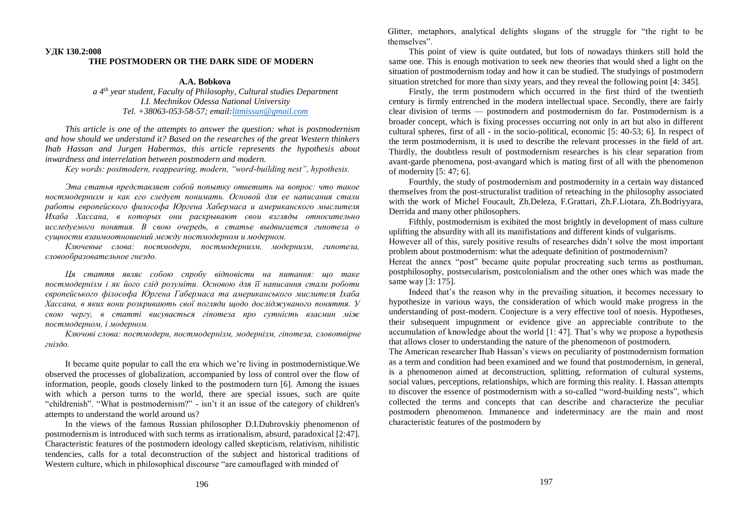**УДК 130.2:008**

# THE POSTMODERN OR THE DARK SIDE OF MODERN

**A.A. Bobkova**

*a 4th year student, Faculty of Philosophy, Cultural studies Department*
*I.I. Mechnikov Odessa National University*
*Tel. +38063-053-58-57; email:litmissun@gmail.com*

*This article is one of the attempts to answer the question: what is postmodernism and how should we understand it? Based on the researches of the great Western thinkers Ihab Hassan and Jurgen Habermas, this article represents the hypothesis about inwardness and interrelation between postmodern and modern.*

*Key words: postmodern, reappearing, modern, "word-building nest", hypothesis.*

*Эта статья представляет собой попытку ответить на вопрос: что такое постмодернизм и как его следует понимать? Основой для ее написания стали работы европейского философа Юргена Хабермаса и американского мыслителя Ихаба Хассана, в которых они раскрывают свои взгляды относительно исследуемого понятия. В свою очередь, в статье выдвигается гипотеза о сущности взаимоотношений между постмодерном и модерном.*

*Ключевые слова: постмодерн, постмодернизм, модернизм, гипотеза, словообразовательное гнездо.*

*Ця стаття являє собою спробу відповісти на питання: що таке постмодернізм і як його слід розуміти. Основою для її написання стали роботи європейського філософа Юргена Габермаса та американського мислителя Іхаба Хассана, в яких вони розкривають свої погляди щодо досліджуваного поняття. У свою чергу, в статті висувається гіпотеза про сутність взаємин між постмодерном, і модерном.*

*Ключові слова: постмодерн, постмодернізм, модернізм, гіпотеза, словотвірне гніздо.*

It became quite popular to call the era which we're living in postmodernistique.We observed the processes of globalization, accompanied by loss of control over the flow of information, people, goods closely linked to the postmodern turn [6]. Among the issues with which a person turns to the world, there are special issues, such are quite "childrenish". "What is postmodernism?" - isn't it an issue of the category of children's attempts to understand the world around us?

In the views of the famous Russian philosopher D.I.Dubrovskiy phenomenon of postmodernism is introduced with such terms as irrationalism, absurd, paradoxical [2:47]. Characteristic features of the postmodern ideology called skepticism, relativism, nihilistic tendencies, calls for a total deconstruction of the subject and historical traditions of Western culture, which in philosophical discourse "are camouflaged with minded of Glitter, metaphors, analytical delights slogans of the struggle for "the right to be themselves".

This point of view is quite outdated, but lots of nowadays thinkers still hold the same one. This is enough motivation to seek new theories that would shed a light on the situation of postmodernism today and how it can be studied. The studyings of postmodern situation stretched for more than sixty years, and they reveal the following point [4: 345].

Firstly, the term postmodern which occurred in the first third of the twentieth century is firmly entrenched in the modern intellectual space. Secondly, there are fairly clear division of terms — postmodern and postmodernism do far. Postmodernism is a broader concept, which is fixing processes occurring not only in art but also in different cultural spheres, first of all - in the socio-political, economic [5: 40-53; 6]. In respect of the term postmodernism, it is used to describe the relevant processes in the field of art. Thirdly, the doubtless result of postmodernism researches is his clear separation from avant-garde phenomena, post-avangard which is mating first of all with the phenomenon of modernity [5: 47; 6].

Fourthly, the study of postmodernism and postmodernity in a certain way distanced themselves from the post-structuralist tradition of reteaching in the philosophy associated with the work of Michel Foucault, Zh.Deleza, F.Grattari, Zh.F.Liotara, Zh.Bodriyyara, Derrida and many other philosophers.

Fifthly, postmodernism is exibited the most brightly in development of mass culture uplifting the absurdity with all its manifistations and different kinds of vulgarisms.

However all of this, surely positive results of researches didn't solve the most important problem about postmodernism: what the adequate definition of postmodernism?

Hereat the annex "post" became quite popular procreating such terms as posthuman, postphilosophy, postsecularism, postcolonialism and the other ones which was made the same way [3: 175].

Indeed that's the reason why in the prevailing situation, it becomes necessary to hypothesize in various ways, the consideration of which would make progress in the understanding of post-modern. Conjecture is a very effective tool of noesis. Hypotheses, their subsequent impugnment or evidence give an appreciable contribute to the accumulation of knowledge about the world [1: 47]. That's why we propose a hypothesis that allows closer to understanding the nature of the phenomenon of postmodern.

The American researcher Ihab Hassan's views on peculiarity of postmodernism formation as a term and condition had been examined and we found that postmodernism, in general, is a phenomenon aimed at deconstruction, splitting, reformation of cultural systems, social values, perceptions, relationships, which are forming this reality. I. Hassan attempts to discover the essence of postmodernism with a so-called "word-building nests", which collected the terms and concepts that can describe and characterize the peculiar postmodern phenomenon. Immanence and indeterminacy are the main and most characteristic features of the postmodern by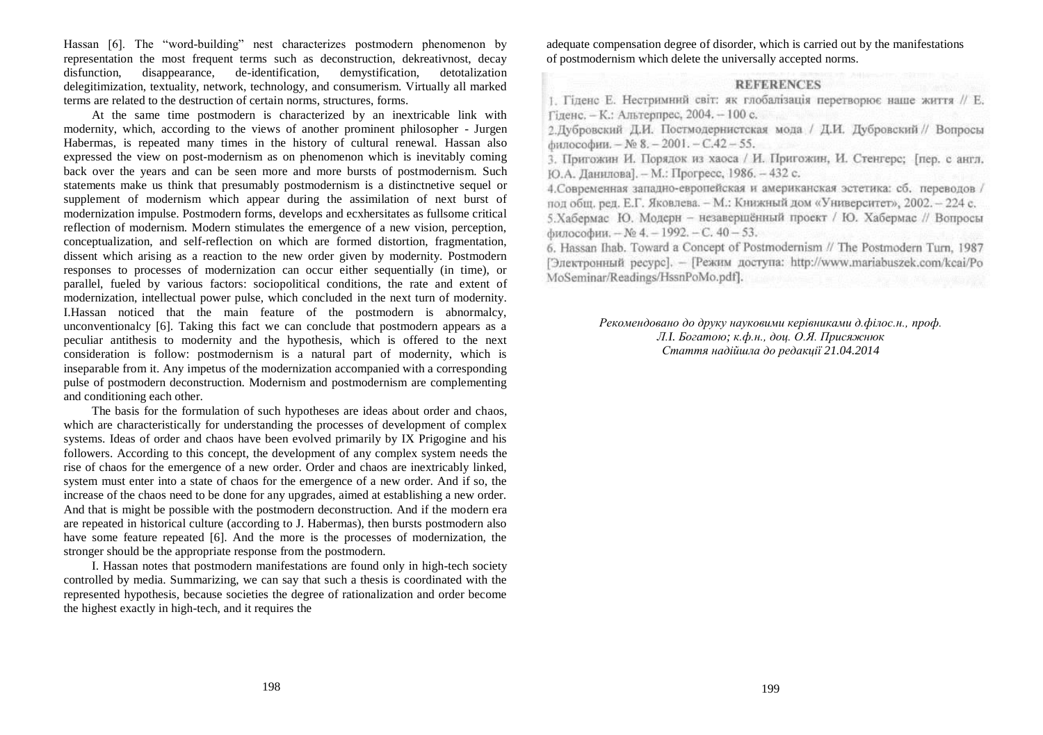Hassan [6]. The "word-building" nest characterizes postmodern phenomenon by representation the most frequent terms such as deconstruction, dekreativnost, decay disfunction, disappearance, de-identification, demystification, detotalization delegitimization, textuality, network, technology, and consumerism. Virtually all marked terms are related to the destruction of certain norms, structures, forms.

At the same time postmodern is characterized by an inextricable link with modernity, which, according to the views of another prominent philosopher - Jurgen Habermas, is repeated many times in the history of cultural renewal. Hassan also expressed the view on post-modernism as on phenomenon which is inevitably coming back over the years and can be seen more and more bursts of postmodernism. Such statements make us think that presumably postmodernism is a distinctnetive sequel or supplement of modernism which appear during the assimilation of next burst of modernization impulse. Postmodern forms, develops and ecxhersitates as fullsome critical reflection of modernism. Modern stimulates the emergence of a new vision, perception, conceptualization, and self-reflection on which are formed distortion, fragmentation, dissent which arising as a reaction to the new order given by modernity. Postmodern responses to processes of modernization can occur either sequentially (in time), or parallel, fueled by various factors: sociopolitical conditions, the rate and extent of modernization, intellectual power pulse, which concluded in the next turn of modernity. I.Hassan noticed that the main feature of the postmodern is abnormalcy, unconventionalcy [6]. Taking this fact we can conclude that postmodern appears as a peculiar antithesis to modernity and the hypothesis, which is offered to the next consideration is follow: postmodernism is a natural part of modernity, which is inseparable from it. Any impetus of the modernization accompanied with a corresponding pulse of postmodern deconstruction. Modernism and postmodernism are complementing and conditioning each other.

The basis for the formulation of such hypotheses are ideas about order and chaos, which are characteristically for understanding the processes of development of complex systems. Ideas of order and chaos have been evolved primarily by IX Prigogine and his followers. According to this concept, the development of any complex system needs the rise of chaos for the emergence of a new order. Order and chaos are inextricably linked, system must enter into a state of chaos for the emergence of a new order. And if so, the increase of the chaos need to be done for any upgrades, aimed at establishing a new order. And that is might be possible with the postmodern deconstruction. And if the modern era are repeated in historical culture (according to J. Habermas), then bursts postmodern also have some feature repeated [6]. And the more is the processes of modernization, the stronger should be the appropriate response from the postmodern.

I. Hassan notes that postmodern manifestations are found only in high-tech society controlled by media. Summarizing, we can say that such a thesis is coordinated with the represented hypothesis, because societies the degree of rationalization and order become the highest exactly in high-tech, and it requires the adequate compensation degree of disorder, which is carried out by the manifestations of postmodernism which delete the universally accepted norms.

## REFERENCES

1. Гіденс Е. Нестримний світ: як глобалізація перетворює наше життя // Е. Гіденс. – К.: Альтерпрес, 2004. – 100 с.
2. Дубровский Д.И. Постмодернистская мода / Д.И. Дубровский // Вопросы философии. – № 8. – 2001. – С.42 – 55.
3. Пригожин И. Порядок из хаоса / И. Пригожин, И. Стенгерс; [пер. с англ. Ю.А. Данилова]. – М.: Прогресс, 1986. – 432 с.
4. Современная западно-европейская и американская эстетика: сб. переводов / под общ. ред. Е.Г. Яковлева. – М.: Книжный дом «Университет», 2002. – 224 с.
5. Хабермас Ю. Модерн – незавершённый проект / Ю. Хабермас // Вопросы философии. – № 4. – 1992. – С. 40 – 53.
6. Hassan Ihab. Toward a Concept of Postmodernism // The Postmodern Turn, 1987 [Электронный ресурс]. – [Режим доступа: http://www.mariabuszek.com/kcai/PoMoSeminar/Readings/HssnPoMo.pdf].

*Рекомендовано до друку науковими керівниками д.філос.н., проф. Л.І. Богатою; к.ф.н., доц. О.Я. Присяжнюк*
*Стаття надійшла до редакції 21.04.2014*